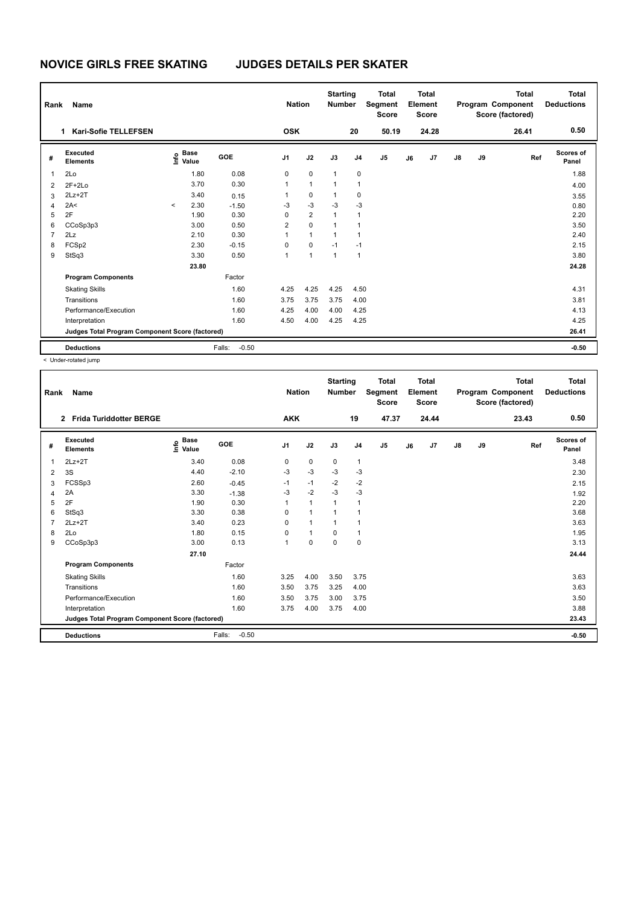# NOVICE GIRLS FREE SKATING JUDGES DETAILS PER SKATER

| Rank | Name | Nation | Starting Number | Total Segment Score | Total Element Score | Total Program Component Score (factored) | Total Deductions |
|---|---|---|---|---|---|---|---|
| 1 | Kari-Sofie TELLEFSEN | OSK | 20 | 50.19 | 24.28 | 26.41 | 0.50 |

| # | Executed Elements | Info | Base Value | GOE | J1 | J2 | J3 | J4 | J5 | J6 | J7 | J8 | J9 | Ref | Scores of Panel |
|---|---|---|---|---|---|---|---|---|---|---|---|---|---|---|---|
| 1 | 2Lo | | 1.80 | 0.08 | 0 | 0 | 1 | 0 | | | | | | | 1.88 |
| 2 | 2F+2Lo | | 3.70 | 0.30 | 1 | 1 | 1 | 1 | | | | | | | 4.00 |
| 3 | 2Lz+2T | | 3.40 | 0.15 | 1 | 0 | 1 | 0 | | | | | | | 3.55 |
| 4 | 2A< | < | 2.30 | -1.50 | -3 | -3 | -3 | -3 | | | | | | | 0.80 |
| 5 | 2F | | 1.90 | 0.30 | 0 | 2 | 1 | 1 | | | | | | | 2.20 |
| 6 | CCoSp3p3 | | 3.00 | 0.50 | 2 | 0 | 1 | 1 | | | | | | | 3.50 |
| 7 | 2Lz | | 2.10 | 0.30 | 1 | 1 | 1 | 1 | | | | | | | 2.40 |
| 8 | FCSp2 | | 2.30 | -0.15 | 0 | 0 | -1 | -1 | | | | | | | 2.15 |
| 9 | StSq3 | | 3.30 | 0.50 | 1 | 1 | 1 | 1 | | | | | | | 3.80 |
| | | | 23.80 | | | | | | | | | | | | 24.28 |
| | **Program Components** | | | Factor | | | | | | | | | | | |
| | Skating Skills | | | 1.60 | 4.25 | 4.25 | 4.25 | 4.50 | | | | | | | 4.31 |
| | Transitions | | | 1.60 | 3.75 | 3.75 | 3.75 | 4.00 | | | | | | | 3.81 |
| | Performance/Execution | | | 1.60 | 4.25 | 4.00 | 4.00 | 4.25 | | | | | | | 4.13 |
| | Interpretation | | | 1.60 | 4.50 | 4.00 | 4.25 | 4.25 | | | | | | | 4.25 |
| | Judges Total Program Component Score (factored) | | | | | | | | | | | | | | 26.41 |
| | **Deductions** | | | Falls: -0.50 | | | | | | | | | | | -0.50 |

< Under-rotated jump

| Rank | Name | Nation | Starting Number | Total Segment Score | Total Element Score | Total Program Component Score (factored) | Total Deductions |
|---|---|---|---|---|---|---|---|
| 2 | Frida Turiddotter BERGE | AKK | 19 | 47.37 | 24.44 | 23.43 | 0.50 |

| # | Executed Elements | Info | Base Value | GOE | J1 | J2 | J3 | J4 | J5 | J6 | J7 | J8 | J9 | Ref | Scores of Panel |
|---|---|---|---|---|---|---|---|---|---|---|---|---|---|---|---|
| 1 | 2Lz+2T | | 3.40 | 0.08 | 0 | 0 | 0 | 1 | | | | | | | 3.48 |
| 2 | 3S | | 4.40 | -2.10 | -3 | -3 | -3 | -3 | | | | | | | 2.30 |
| 3 | FCSSp3 | | 2.60 | -0.45 | -1 | -1 | -2 | -2 | | | | | | | 2.15 |
| 4 | 2A | | 3.30 | -1.38 | -3 | -2 | -3 | -3 | | | | | | | 1.92 |
| 5 | 2F | | 1.90 | 0.30 | 1 | 1 | 1 | 1 | | | | | | | 2.20 |
| 6 | StSq3 | | 3.30 | 0.38 | 0 | 1 | 1 | 1 | | | | | | | 3.68 |
| 7 | 2Lz+2T | | 3.40 | 0.23 | 0 | 1 | 1 | 1 | | | | | | | 3.63 |
| 8 | 2Lo | | 1.80 | 0.15 | 0 | 1 | 0 | 1 | | | | | | | 1.95 |
| 9 | CCoSp3p3 | | 3.00 | 0.13 | 1 | 0 | 0 | 0 | | | | | | | 3.13 |
| | | | 27.10 | | | | | | | | | | | | 24.44 |
| | **Program Components** | | | Factor | | | | | | | | | | | |
| | Skating Skills | | | 1.60 | 3.25 | 4.00 | 3.50 | 3.75 | | | | | | | 3.63 |
| | Transitions | | | 1.60 | 3.50 | 3.75 | 3.25 | 4.00 | | | | | | | 3.63 |
| | Performance/Execution | | | 1.60 | 3.50 | 3.75 | 3.00 | 3.75 | | | | | | | 3.50 |
| | Interpretation | | | 1.60 | 3.75 | 4.00 | 3.75 | 4.00 | | | | | | | 3.88 |
| | Judges Total Program Component Score (factored) | | | | | | | | | | | | | | 23.43 |
| | **Deductions** | | | Falls: -0.50 | | | | | | | | | | | -0.50 |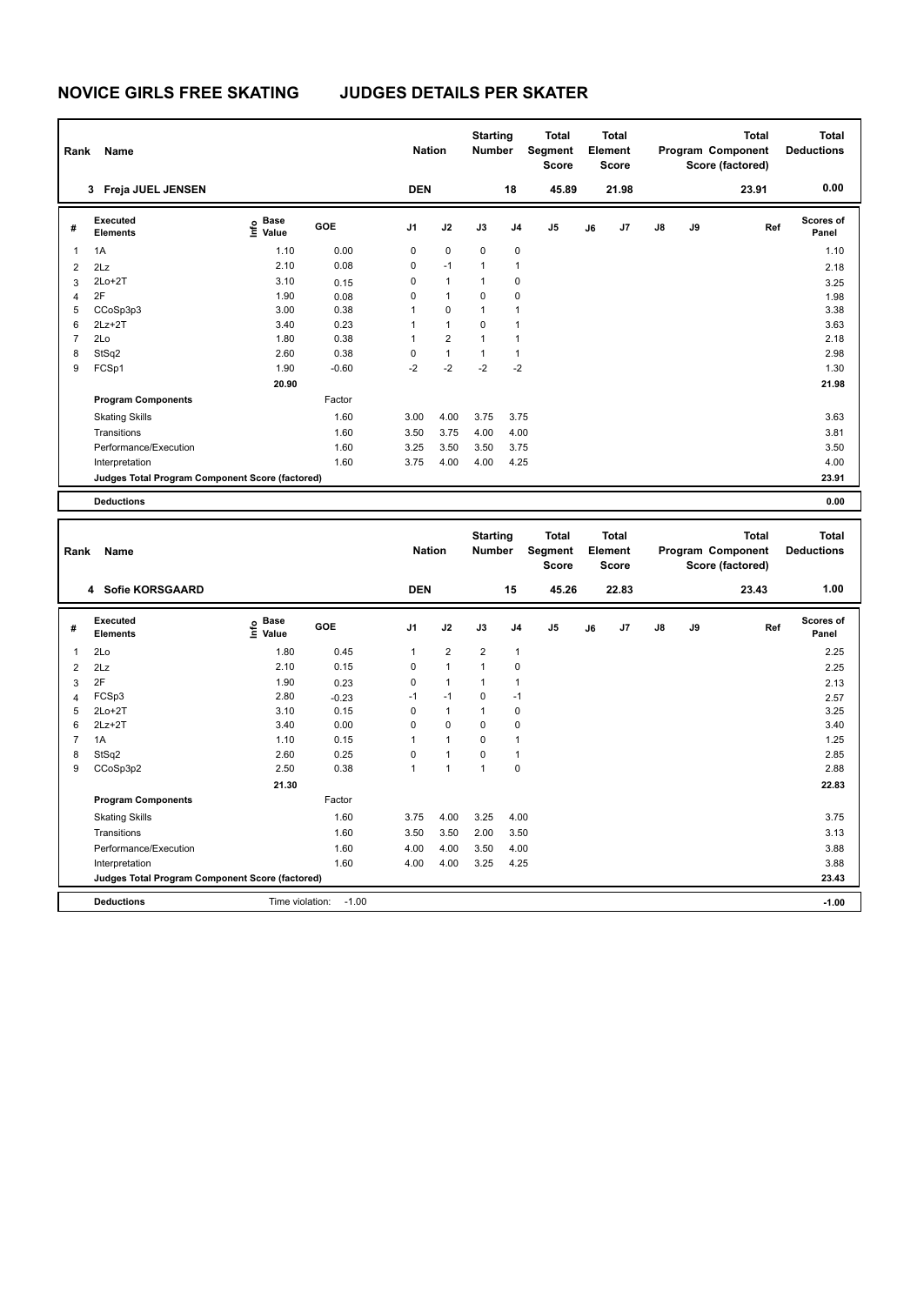# NOVICE GIRLS FREE SKATING JUDGES DETAILS PER SKATER

| Rank | Name | Nation | Starting Number | Total Segment Score | Total Element Score | Total Program Component Score (factored) | Total Deductions |
|---|---|---|---|---|---|---|---|
| 3 | Freja JUEL JENSEN | DEN | 18 | 45.89 | 21.98 | 23.91 | 0.00 |

| # | Executed Elements | Info | Base Value | GOE | J1 | J2 | J3 | J4 | J5 | J6 | J7 | J8 | J9 | Ref | Scores of Panel |
|---|---|---|---|---|---|---|---|---|---|---|---|---|---|---|---|
| 1 | 1A | | 1.10 | 0.00 | 0 | 0 | 0 | 0 | | | | | | | 1.10 |
| 2 | 2Lz | | 2.10 | 0.08 | 0 | -1 | 1 | 1 | | | | | | | 2.18 |
| 3 | 2Lo+2T | | 3.10 | 0.15 | 0 | 1 | 1 | 0 | | | | | | | 3.25 |
| 4 | 2F | | 1.90 | 0.08 | 0 | 1 | 0 | 0 | | | | | | | 1.98 |
| 5 | CCoSp3p3 | | 3.00 | 0.38 | 1 | 0 | 1 | 1 | | | | | | | 3.38 |
| 6 | 2Lz+2T | | 3.40 | 0.23 | 1 | 1 | 0 | 1 | | | | | | | 3.63 |
| 7 | 2Lo | | 1.80 | 0.38 | 1 | 2 | 1 | 1 | | | | | | | 2.18 |
| 8 | StSq2 | | 2.60 | 0.38 | 0 | 1 | 1 | 1 | | | | | | | 2.98 |
| 9 | FCSp1 | | 1.90 | -0.60 | -2 | -2 | -2 | -2 | | | | | | | 1.30 |
| | | | 20.90 | | | | | | | | | | | | 21.98 |
| | **Program Components** | | | Factor | | | | | | | | | | | |
| | Skating Skills | | | 1.60 | 3.00 | 4.00 | 3.75 | 3.75 | | | | | | | 3.63 |
| | Transitions | | | 1.60 | 3.50 | 3.75 | 4.00 | 4.00 | | | | | | | 3.81 |
| | Performance/Execution | | | 1.60 | 3.25 | 3.50 | 3.50 | 3.75 | | | | | | | 3.50 |
| | Interpretation | | | 1.60 | 3.75 | 4.00 | 4.00 | 4.25 | | | | | | | 4.00 |
| | **Judges Total Program Component Score (factored)** | | | | | | | | | | | | | | 23.91 |
| | **Deductions** | | | | | | | | | | | | | | 0.00 |

| Rank | Name | Nation | Starting Number | Total Segment Score | Total Element Score | Total Program Component Score (factored) | Total Deductions |
|---|---|---|---|---|---|---|---|
| 4 | Sofie KORSGAARD | DEN | 15 | 45.26 | 22.83 | 23.43 | 1.00 |

| # | Executed Elements | Info | Base Value | GOE | J1 | J2 | J3 | J4 | J5 | J6 | J7 | J8 | J9 | Ref | Scores of Panel |
|---|---|---|---|---|---|---|---|---|---|---|---|---|---|---|---|
| 1 | 2Lo | | 1.80 | 0.45 | 1 | 2 | 2 | 1 | | | | | | | 2.25 |
| 2 | 2Lz | | 2.10 | 0.15 | 0 | 1 | 1 | 0 | | | | | | | 2.25 |
| 3 | 2F | | 1.90 | 0.23 | 0 | 1 | 1 | 1 | | | | | | | 2.13 |
| 4 | FCSp3 | | 2.80 | -0.23 | -1 | -1 | 0 | -1 | | | | | | | 2.57 |
| 5 | 2Lo+2T | | 3.10 | 0.15 | 0 | 1 | 1 | 0 | | | | | | | 3.25 |
| 6 | 2Lz+2T | | 3.40 | 0.00 | 0 | 0 | 0 | 0 | | | | | | | 3.40 |
| 7 | 1A | | 1.10 | 0.15 | 1 | 1 | 0 | 1 | | | | | | | 1.25 |
| 8 | StSq2 | | 2.60 | 0.25 | 0 | 1 | 0 | 1 | | | | | | | 2.85 |
| 9 | CCoSp3p2 | | 2.50 | 0.38 | 1 | 1 | 1 | 0 | | | | | | | 2.88 |
| | | | 21.30 | | | | | | | | | | | | 22.83 |
| | **Program Components** | | | Factor | | | | | | | | | | | |
| | Skating Skills | | | 1.60 | 3.75 | 4.00 | 3.25 | 4.00 | | | | | | | 3.75 |
| | Transitions | | | 1.60 | 3.50 | 3.50 | 2.00 | 3.50 | | | | | | | 3.13 |
| | Performance/Execution | | | 1.60 | 4.00 | 4.00 | 3.50 | 4.00 | | | | | | | 3.88 |
| | Interpretation | | | 1.60 | 4.00 | 4.00 | 3.25 | 4.25 | | | | | | | 3.88 |
| | **Judges Total Program Component Score (factored)** | | | | | | | | | | | | | | 23.43 |
| | **Deductions** | Time violation: | -1.00 | | | | | | | | | | | | -1.00 |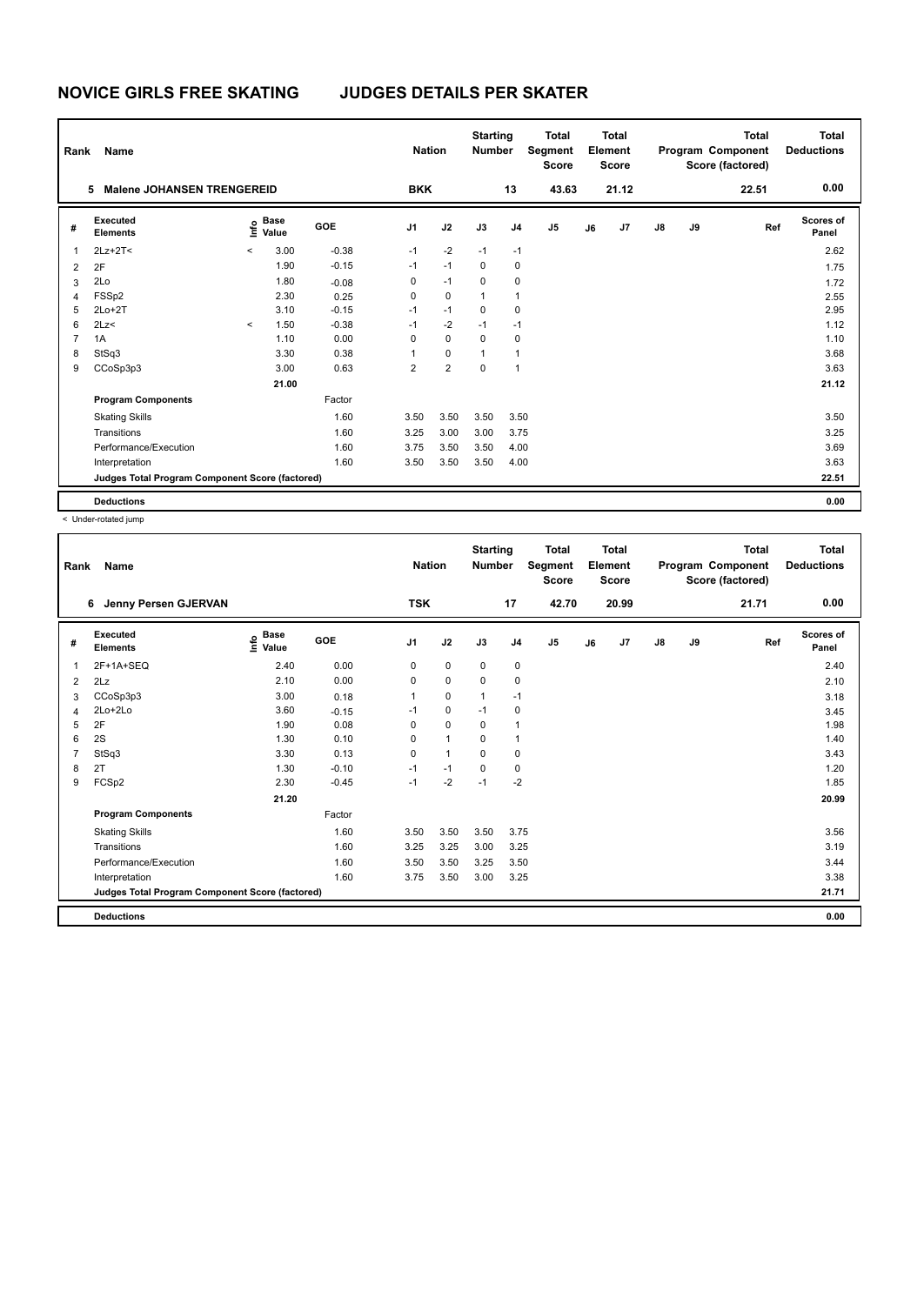# NOVICE GIRLS FREE SKATING JUDGES DETAILS PER SKATER

| Rank | Name | Nation | Starting Number | Total Segment Score | Total Element Score | Total Program Component Score (factored) | Total Deductions |
|---|---|---|---|---|---|---|---|
| 5 | Malene JOHANSEN TRENGEREID | BKK | 13 | 43.63 | 21.12 | 22.51 | 0.00 |

| # | Executed Elements | Info | Base Value | GOE | J1 | J2 | J3 | J4 | J5 | J6 | J7 | J8 | J9 | Ref | Scores of Panel |
|---|---|---|---|---|---|---|---|---|---|---|---|---|---|---|---|
| 1 | 2Lz+2T< | < | 3.00 | -0.38 | -1 | -2 | -1 | -1 | | | | | | | 2.62 |
| 2 | 2F | | 1.90 | -0.15 | -1 | -1 | 0 | 0 | | | | | | | 1.75 |
| 3 | 2Lo | | 1.80 | -0.08 | 0 | -1 | 0 | 0 | | | | | | | 1.72 |
| 4 | FSSp2 | | 2.30 | 0.25 | 0 | 0 | 1 | 1 | | | | | | | 2.55 |
| 5 | 2Lo+2T | | 3.10 | -0.15 | -1 | -1 | 0 | 0 | | | | | | | 2.95 |
| 6 | 2Lz< | < | 1.50 | -0.38 | -1 | -2 | -1 | -1 | | | | | | | 1.12 |
| 7 | 1A | | 1.10 | 0.00 | 0 | 0 | 0 | 0 | | | | | | | 1.10 |
| 8 | StSq3 | | 3.30 | 0.38 | 1 | 0 | 1 | 1 | | | | | | | 3.68 |
| 9 | CCoSp3p3 | | 3.00 | 0.63 | 2 | 2 | 0 | 1 | | | | | | | 3.63 |
| | | | 21.00 | | | | | | | | | | | | 21.12 |
| | **Program Components** | | | Factor | | | | | | | | | | | |
| | Skating Skills | | | 1.60 | 3.50 | 3.50 | 3.50 | 3.50 | | | | | | | 3.50 |
| | Transitions | | | 1.60 | 3.25 | 3.00 | 3.00 | 3.75 | | | | | | | 3.25 |
| | Performance/Execution | | | 1.60 | 3.75 | 3.50 | 3.50 | 4.00 | | | | | | | 3.69 |
| | Interpretation | | | 1.60 | 3.50 | 3.50 | 3.50 | 4.00 | | | | | | | 3.63 |
| | **Judges Total Program Component Score (factored)** | | | | | | | | | | | | | | 22.51 |
| | **Deductions** | | | | | | | | | | | | | | 0.00 |

< Under-rotated jump

| Rank | Name | Nation | Starting Number | Total Segment Score | Total Element Score | Total Program Component Score (factored) | Total Deductions |
|---|---|---|---|---|---|---|---|
| 6 | Jenny Persen GJERVAN | TSK | 17 | 42.70 | 20.99 | 21.71 | 0.00 |

| # | Executed Elements | Info | Base Value | GOE | J1 | J2 | J3 | J4 | J5 | J6 | J7 | J8 | J9 | Ref | Scores of Panel |
|---|---|---|---|---|---|---|---|---|---|---|---|---|---|---|---|
| 1 | 2F+1A+SEQ | | 2.40 | 0.00 | 0 | 0 | 0 | 0 | | | | | | | 2.40 |
| 2 | 2Lz | | 2.10 | 0.00 | 0 | 0 | 0 | 0 | | | | | | | 2.10 |
| 3 | CCoSp3p3 | | 3.00 | 0.18 | 1 | 0 | 1 | -1 | | | | | | | 3.18 |
| 4 | 2Lo+2Lo | | 3.60 | -0.15 | -1 | 0 | -1 | 0 | | | | | | | 3.45 |
| 5 | 2F | | 1.90 | 0.08 | 0 | 0 | 0 | 1 | | | | | | | 1.98 |
| 6 | 2S | | 1.30 | 0.10 | 0 | 1 | 0 | 1 | | | | | | | 1.40 |
| 7 | StSq3 | | 3.30 | 0.13 | 0 | 1 | 0 | 0 | | | | | | | 3.43 |
| 8 | 2T | | 1.30 | -0.10 | -1 | -1 | 0 | 0 | | | | | | | 1.20 |
| 9 | FCSp2 | | 2.30 | -0.45 | -1 | -2 | -1 | -2 | | | | | | | 1.85 |
| | | | 21.20 | | | | | | | | | | | | 20.99 |
| | **Program Components** | | | Factor | | | | | | | | | | | |
| | Skating Skills | | | 1.60 | 3.50 | 3.50 | 3.50 | 3.75 | | | | | | | 3.56 |
| | Transitions | | | 1.60 | 3.25 | 3.25 | 3.00 | 3.25 | | | | | | | 3.19 |
| | Performance/Execution | | | 1.60 | 3.50 | 3.50 | 3.25 | 3.50 | | | | | | | 3.44 |
| | Interpretation | | | 1.60 | 3.75 | 3.50 | 3.00 | 3.25 | | | | | | | 3.38 |
| | **Judges Total Program Component Score (factored)** | | | | | | | | | | | | | | 21.71 |
| | **Deductions** | | | | | | | | | | | | | | 0.00 |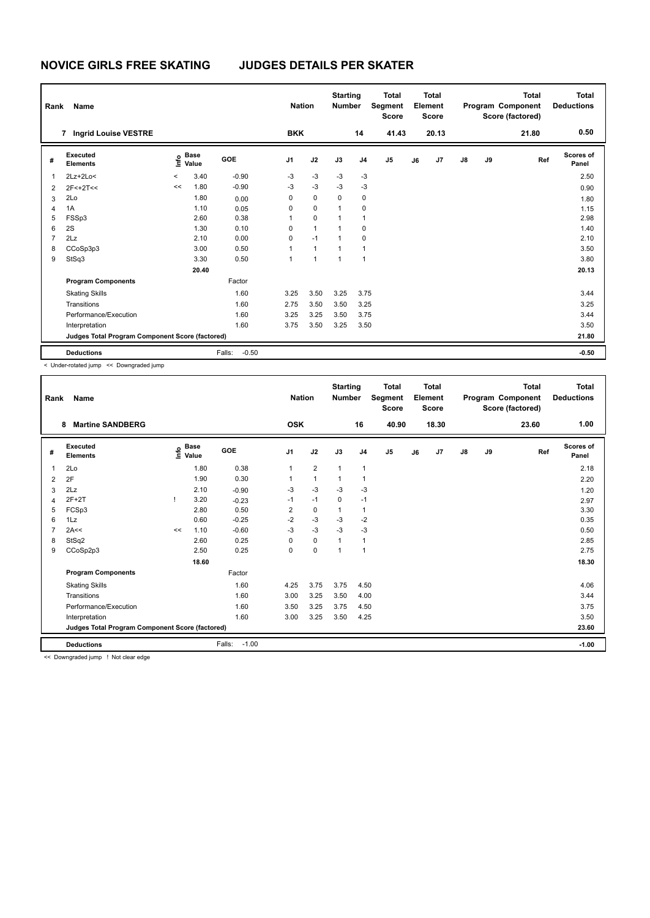# NOVICE GIRLS FREE SKATING JUDGES DETAILS PER SKATER

| Rank | Name | Nation | Starting Number | Total Segment Score | Total Element Score | Total Program Component Score (factored) | Total Deductions |
|---|---|---|---|---|---|---|---|
| 7 | Ingrid Louise VESTRE | BKK | 14 | 41.43 | 20.13 | 21.80 | 0.50 |

| # | Executed Elements | Info | Base Value | GOE | J1 | J2 | J3 | J4 | J5 | J6 | J7 | J8 | J9 | Ref | Scores of Panel |
|---|---|---|---|---|---|---|---|---|---|---|---|---|---|---|---|
| 1 | 2Lz+2Lo< | < | 3.40 | -0.90 | -3 | -3 | -3 | -3 | | | | | | | 2.50 |
| 2 | 2F<+2T<< | << | 1.80 | -0.90 | -3 | -3 | -3 | -3 | | | | | | | 0.90 |
| 3 | 2Lo | | 1.80 | 0.00 | 0 | 0 | 0 | 0 | | | | | | | 1.80 |
| 4 | 1A | | 1.10 | 0.05 | 0 | 0 | 1 | 0 | | | | | | | 1.15 |
| 5 | FSSp3 | | 2.60 | 0.38 | 1 | 0 | 1 | 1 | | | | | | | 2.98 |
| 6 | 2S | | 1.30 | 0.10 | 0 | 1 | 1 | 0 | | | | | | | 1.40 |
| 7 | 2Lz | | 2.10 | 0.00 | 0 | -1 | 1 | 0 | | | | | | | 2.10 |
| 8 | CCoSp3p3 | | 3.00 | 0.50 | 1 | 1 | 1 | 1 | | | | | | | 3.50 |
| 9 | StSq3 | | 3.30 | 0.50 | 1 | 1 | 1 | 1 | | | | | | | 3.80 |
| | | | 20.40 | | | | | | | | | | | | 20.13 |
| | **Program Components** | | | Factor | | | | | | | | | | | |
| | Skating Skills | | | 1.60 | 3.25 | 3.50 | 3.25 | 3.75 | | | | | | | 3.44 |
| | Transitions | | | 1.60 | 2.75 | 3.50 | 3.50 | 3.25 | | | | | | | 3.25 |
| | Performance/Execution | | | 1.60 | 3.25 | 3.25 | 3.50 | 3.75 | | | | | | | 3.44 |
| | Interpretation | | | 1.60 | 3.75 | 3.50 | 3.25 | 3.50 | | | | | | | 3.50 |
| | **Judges Total Program Component Score (factored)** | | | | | | | | | | | | | | 21.80 |
| | **Deductions** | | | Falls: -0.50 | | | | | | | | | | | -0.50 |

< Under-rotated jump << Downgraded jump

| Rank | Name | Nation | Starting Number | Total Segment Score | Total Element Score | Total Program Component Score (factored) | Total Deductions |
|---|---|---|---|---|---|---|---|
| 8 | Martine SANDBERG | OSK | 16 | 40.90 | 18.30 | 23.60 | 1.00 |

| # | Executed Elements | Info | Base Value | GOE | J1 | J2 | J3 | J4 | J5 | J6 | J7 | J8 | J9 | Ref | Scores of Panel |
|---|---|---|---|---|---|---|---|---|---|---|---|---|---|---|---|
| 1 | 2Lo | | 1.80 | 0.38 | 1 | 2 | 1 | 1 | | | | | | | 2.18 |
| 2 | 2F | | 1.90 | 0.30 | 1 | 1 | 1 | 1 | | | | | | | 2.20 |
| 3 | 2Lz | | 2.10 | -0.90 | -3 | -3 | -3 | -3 | | | | | | | 1.20 |
| 4 | 2F+2T | ! | 3.20 | -0.23 | -1 | -1 | 0 | -1 | | | | | | | 2.97 |
| 5 | FCSp3 | | 2.80 | 0.50 | 2 | 0 | 1 | 1 | | | | | | | 3.30 |
| 6 | 1Lz | | 0.60 | -0.25 | -2 | -3 | -3 | -2 | | | | | | | 0.35 |
| 7 | 2A<< | << | 1.10 | -0.60 | -3 | -3 | -3 | -3 | | | | | | | 0.50 |
| 8 | StSq2 | | 2.60 | 0.25 | 0 | 0 | 1 | 1 | | | | | | | 2.85 |
| 9 | CCoSp2p3 | | 2.50 | 0.25 | 0 | 0 | 1 | 1 | | | | | | | 2.75 |
| | | | 18.60 | | | | | | | | | | | | 18.30 |
| | **Program Components** | | | Factor | | | | | | | | | | | |
| | Skating Skills | | | 1.60 | 4.25 | 3.75 | 3.75 | 4.50 | | | | | | | 4.06 |
| | Transitions | | | 1.60 | 3.00 | 3.25 | 3.50 | 4.00 | | | | | | | 3.44 |
| | Performance/Execution | | | 1.60 | 3.50 | 3.25 | 3.75 | 4.50 | | | | | | | 3.75 |
| | Interpretation | | | 1.60 | 3.00 | 3.25 | 3.50 | 4.25 | | | | | | | 3.50 |
| | **Judges Total Program Component Score (factored)** | | | | | | | | | | | | | | 23.60 |
| | **Deductions** | | | Falls: -1.00 | | | | | | | | | | | -1.00 |

<< Downgraded jump ! Not clear edge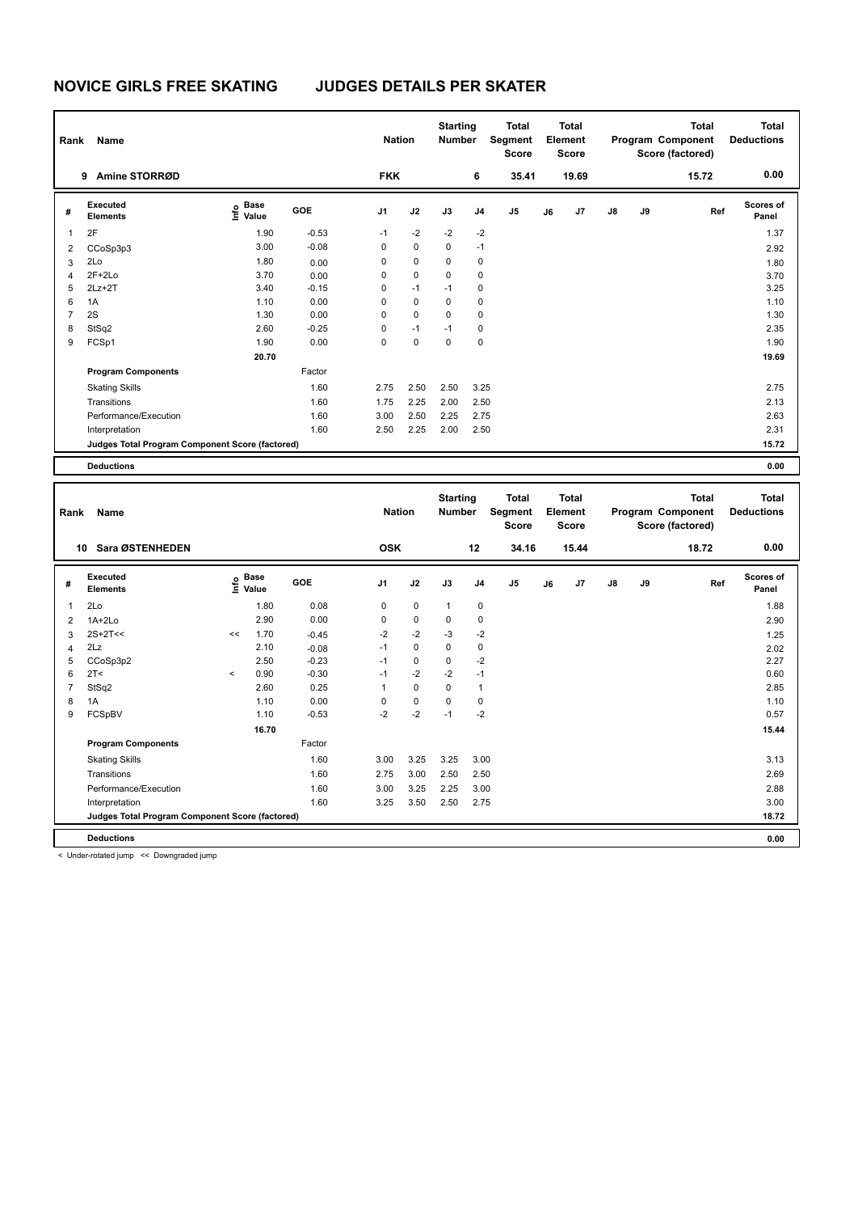# NOVICE GIRLS FREE SKATING JUDGES DETAILS PER SKATER

| Rank | Name | Nation | Starting Number | Total Segment Score | Total Element Score | Total Program Component Score (factored) | Total Deductions |
|---|---|---|---|---|---|---|---|
| 9 | Amine STORRØD | FKK | 6 | 35.41 | 19.69 | 15.72 | 0.00 |

| # | Executed Elements | Info | Base Value | GOE | J1 | J2 | J3 | J4 | J5 | J6 | J7 | J8 | J9 | Ref | Scores of Panel |
|---|---|---|---|---|---|---|---|---|---|---|---|---|---|---|---|
| 1 | 2F | | 1.90 | -0.53 | -1 | -2 | -2 | -2 | | | | | | | 1.37 |
| 2 | CCoSp3p3 | | 3.00 | -0.08 | 0 | 0 | 0 | -1 | | | | | | | 2.92 |
| 3 | 2Lo | | 1.80 | 0.00 | 0 | 0 | 0 | 0 | | | | | | | 1.80 |
| 4 | 2F+2Lo | | 3.70 | 0.00 | 0 | 0 | 0 | 0 | | | | | | | 3.70 |
| 5 | 2Lz+2T | | 3.40 | -0.15 | 0 | -1 | -1 | 0 | | | | | | | 3.25 |
| 6 | 1A | | 1.10 | 0.00 | 0 | 0 | 0 | 0 | | | | | | | 1.10 |
| 7 | 2S | | 1.30 | 0.00 | 0 | 0 | 0 | 0 | | | | | | | 1.30 |
| 8 | StSq2 | | 2.60 | -0.25 | 0 | -1 | -1 | 0 | | | | | | | 2.35 |
| 9 | FCSp1 | | 1.90 | 0.00 | 0 | 0 | 0 | 0 | | | | | | | 1.90 |
| | | | 20.70 | | | | | | | | | | | | 19.69 |
| | **Program Components** | | | Factor | | | | | | | | | | | |
| | Skating Skills | | | 1.60 | 2.75 | 2.50 | 2.50 | 3.25 | | | | | | | 2.75 |
| | Transitions | | | 1.60 | 1.75 | 2.25 | 2.00 | 2.50 | | | | | | | 2.13 |
| | Performance/Execution | | | 1.60 | 3.00 | 2.50 | 2.25 | 2.75 | | | | | | | 2.63 |
| | Interpretation | | | 1.60 | 2.50 | 2.25 | 2.00 | 2.50 | | | | | | | 2.31 |
| | **Judges Total Program Component Score (factored)** | | | | | | | | | | | | | | 15.72 |
| | **Deductions** | | | | | | | | | | | | | | 0.00 |

| Rank | Name | Nation | Starting Number | Total Segment Score | Total Element Score | Total Program Component Score (factored) | Total Deductions |
|---|---|---|---|---|---|---|---|
| 10 | Sara ØSTENHEDEN | OSK | 12 | 34.16 | 15.44 | 18.72 | 0.00 |

| # | Executed Elements | Info | Base Value | GOE | J1 | J2 | J3 | J4 | J5 | J6 | J7 | J8 | J9 | Ref | Scores of Panel |
|---|---|---|---|---|---|---|---|---|---|---|---|---|---|---|---|
| 1 | 2Lo | | 1.80 | 0.08 | 0 | 0 | 1 | 0 | | | | | | | 1.88 |
| 2 | 1A+2Lo | | 2.90 | 0.00 | 0 | 0 | 0 | 0 | | | | | | | 2.90 |
| 3 | 2S+2T<< | << | 1.70 | -0.45 | -2 | -2 | -3 | -2 | | | | | | | 1.25 |
| 4 | 2Lz | | 2.10 | -0.08 | -1 | 0 | 0 | 0 | | | | | | | 2.02 |
| 5 | CCoSp3p2 | | 2.50 | -0.23 | -1 | 0 | 0 | -2 | | | | | | | 2.27 |
| 6 | 2T< | < | 0.90 | -0.30 | -1 | -2 | -2 | -1 | | | | | | | 0.60 |
| 7 | StSq2 | | 2.60 | 0.25 | 1 | 0 | 0 | 1 | | | | | | | 2.85 |
| 8 | 1A | | 1.10 | 0.00 | 0 | 0 | 0 | 0 | | | | | | | 1.10 |
| 9 | FCSpBV | | 1.10 | -0.53 | -2 | -2 | -1 | -2 | | | | | | | 0.57 |
| | | | 16.70 | | | | | | | | | | | | 15.44 |
| | **Program Components** | | | Factor | | | | | | | | | | | |
| | Skating Skills | | | 1.60 | 3.00 | 3.25 | 3.25 | 3.00 | | | | | | | 3.13 |
| | Transitions | | | 1.60 | 2.75 | 3.00 | 2.50 | 2.50 | | | | | | | 2.69 |
| | Performance/Execution | | | 1.60 | 3.00 | 3.25 | 2.25 | 3.00 | | | | | | | 2.88 |
| | Interpretation | | | 1.60 | 3.25 | 3.50 | 2.50 | 2.75 | | | | | | | 3.00 |
| | **Judges Total Program Component Score (factored)** | | | | | | | | | | | | | | 18.72 |
| | **Deductions** | | | | | | | | | | | | | | 0.00 |

< Under-rotated jump << Downgraded jump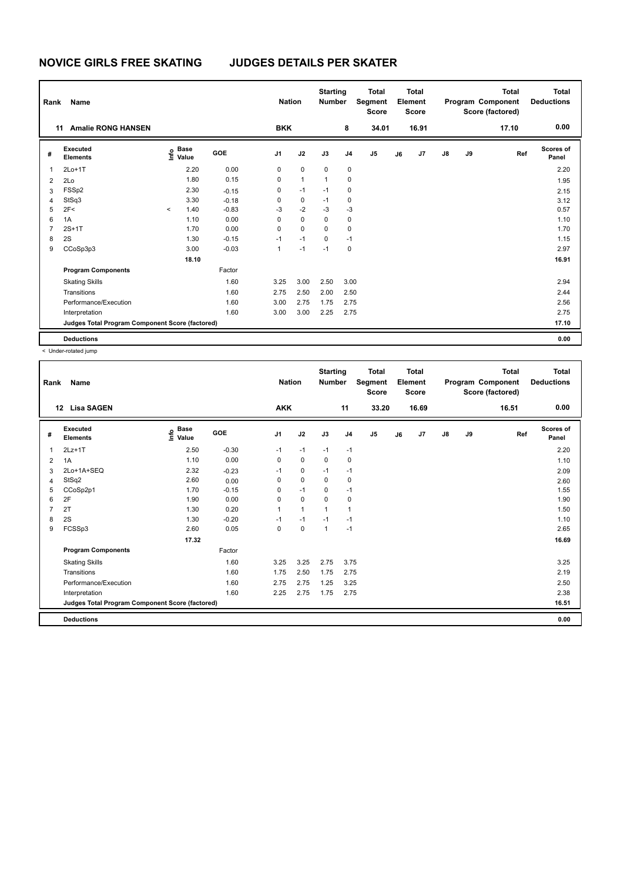# NOVICE GIRLS FREE SKATING JUDGES DETAILS PER SKATER

| Rank | Name | Nation | Starting Number | Total Segment Score | Total Element Score | Total Program Component Score (factored) | Total Deductions |
|---|---|---|---|---|---|---|---|
| 11 | Amalie RONG HANSEN | BKK | 8 | 34.01 | 16.91 | 17.10 | 0.00 |

| # | Executed Elements | Info | Base Value | GOE | J1 | J2 | J3 | J4 | J5 | J6 | J7 | J8 | J9 | Ref | Scores of Panel |
|---|---|---|---|---|---|---|---|---|---|---|---|---|---|---|---|
| 1 | 2Lo+1T | | 2.20 | 0.00 | 0 | 0 | 0 | 0 | | | | | | | 2.20 |
| 2 | 2Lo | | 1.80 | 0.15 | 0 | 1 | 1 | 0 | | | | | | | 1.95 |
| 3 | FSSp2 | | 2.30 | -0.15 | 0 | -1 | -1 | 0 | | | | | | | 2.15 |
| 4 | StSq3 | | 3.30 | -0.18 | 0 | 0 | -1 | 0 | | | | | | | 3.12 |
| 5 | 2F< | < | 1.40 | -0.83 | -3 | -2 | -3 | -3 | | | | | | | 0.57 |
| 6 | 1A | | 1.10 | 0.00 | 0 | 0 | 0 | 0 | | | | | | | 1.10 |
| 7 | 2S+1T | | 1.70 | 0.00 | 0 | 0 | 0 | 0 | | | | | | | 1.70 |
| 8 | 2S | | 1.30 | -0.15 | -1 | -1 | 0 | -1 | | | | | | | 1.15 |
| 9 | CCoSp3p3 | | 3.00 | -0.03 | 1 | -1 | -1 | 0 | | | | | | | 2.97 |
| | | | 18.10 | | | | | | | | | | | | 16.91 |
| | **Program Components** | | | Factor | | | | | | | | | | | |
| | Skating Skills | | | 1.60 | 3.25 | 3.00 | 2.50 | 3.00 | | | | | | | 2.94 |
| | Transitions | | | 1.60 | 2.75 | 2.50 | 2.00 | 2.50 | | | | | | | 2.44 |
| | Performance/Execution | | | 1.60 | 3.00 | 2.75 | 1.75 | 2.75 | | | | | | | 2.56 |
| | Interpretation | | | 1.60 | 3.00 | 3.00 | 2.25 | 2.75 | | | | | | | 2.75 |
| | **Judges Total Program Component Score (factored)** | | | | | | | | | | | | | | 17.10 |
| | **Deductions** | | | | | | | | | | | | | | 0.00 |

< Under-rotated jump

| Rank | Name | Nation | Starting Number | Total Segment Score | Total Element Score | Total Program Component Score (factored) | Total Deductions |
|---|---|---|---|---|---|---|---|
| 12 | Lisa SAGEN | AKK | 11 | 33.20 | 16.69 | 16.51 | 0.00 |

| # | Executed Elements | Info | Base Value | GOE | J1 | J2 | J3 | J4 | J5 | J6 | J7 | J8 | J9 | Ref | Scores of Panel |
|---|---|---|---|---|---|---|---|---|---|---|---|---|---|---|---|
| 1 | 2Lz+1T | | 2.50 | -0.30 | -1 | -1 | -1 | -1 | | | | | | | 2.20 |
| 2 | 1A | | 1.10 | 0.00 | 0 | 0 | 0 | 0 | | | | | | | 1.10 |
| 3 | 2Lo+1A+SEQ | | 2.32 | -0.23 | -1 | 0 | -1 | -1 | | | | | | | 2.09 |
| 4 | StSq2 | | 2.60 | 0.00 | 0 | 0 | 0 | 0 | | | | | | | 2.60 |
| 5 | CCoSp2p1 | | 1.70 | -0.15 | 0 | -1 | 0 | -1 | | | | | | | 1.55 |
| 6 | 2F | | 1.90 | 0.00 | 0 | 0 | 0 | 0 | | | | | | | 1.90 |
| 7 | 2T | | 1.30 | 0.20 | 1 | 1 | 1 | 1 | | | | | | | 1.50 |
| 8 | 2S | | 1.30 | -0.20 | -1 | -1 | -1 | -1 | | | | | | | 1.10 |
| 9 | FCSSp3 | | 2.60 | 0.05 | 0 | 0 | 1 | -1 | | | | | | | 2.65 |
| | | | 17.32 | | | | | | | | | | | | 16.69 |
| | **Program Components** | | | Factor | | | | | | | | | | | |
| | Skating Skills | | | 1.60 | 3.25 | 3.25 | 2.75 | 3.75 | | | | | | | 3.25 |
| | Transitions | | | 1.60 | 1.75 | 2.50 | 1.75 | 2.75 | | | | | | | 2.19 |
| | Performance/Execution | | | 1.60 | 2.75 | 2.75 | 1.25 | 3.25 | | | | | | | 2.50 |
| | Interpretation | | | 1.60 | 2.25 | 2.75 | 1.75 | 2.75 | | | | | | | 2.38 |
| | **Judges Total Program Component Score (factored)** | | | | | | | | | | | | | | 16.51 |
| | **Deductions** | | | | | | | | | | | | | | 0.00 |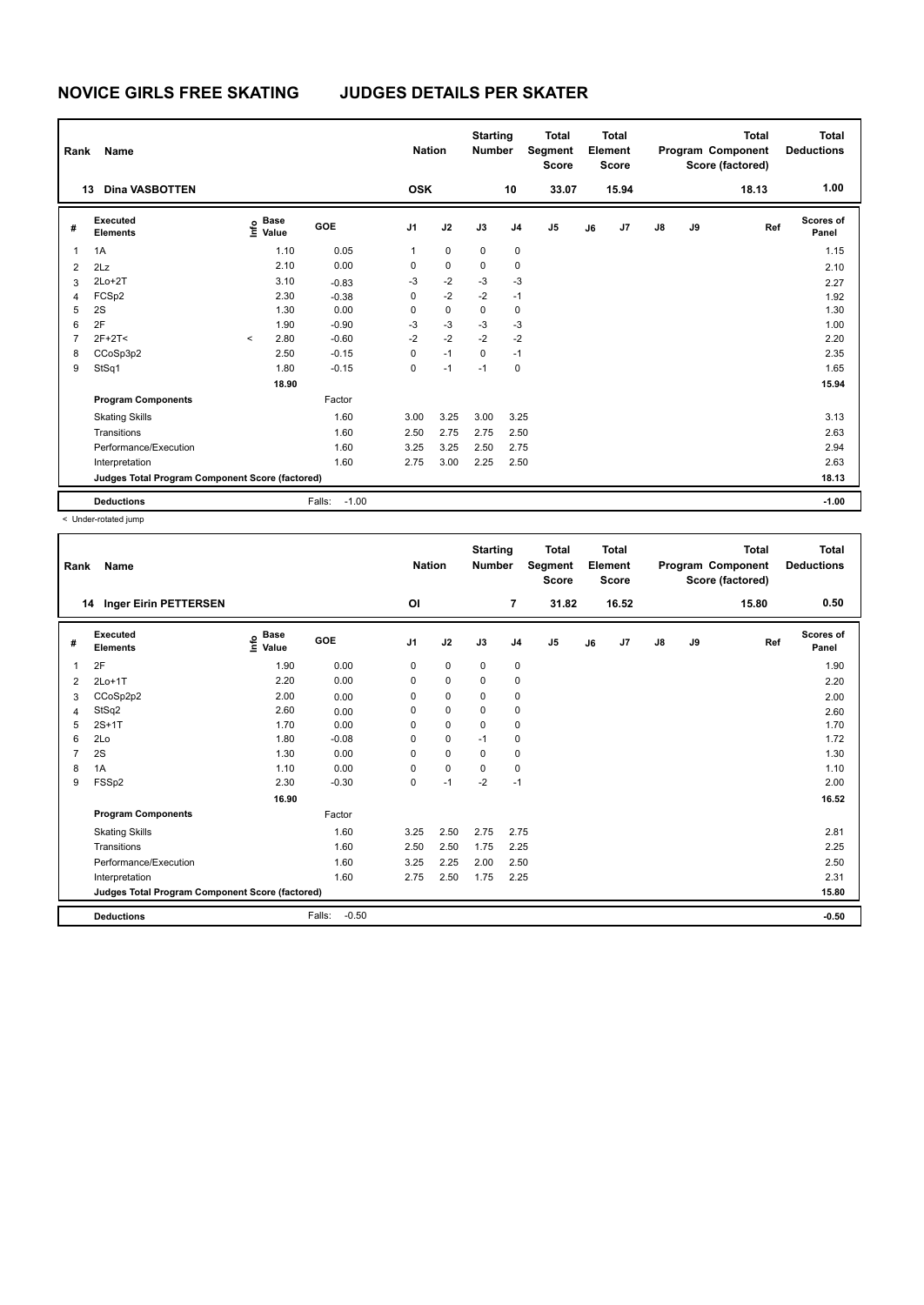# NOVICE GIRLS FREE SKATING JUDGES DETAILS PER SKATER

| Rank | Name | Nation | Starting Number | Total Segment Score | Total Element Score | Total Program Component Score (factored) | Total Deductions |
|---|---|---|---|---|---|---|---|
| 13 | Dina VASBOTTEN | OSK | 10 | 33.07 | 15.94 | 18.13 | 1.00 |

| # | Executed Elements | Info | Base Value | GOE | J1 | J2 | J3 | J4 | J5 | J6 | J7 | J8 | J9 | Ref | Scores of Panel |
|---|---|---|---|---|---|---|---|---|---|---|---|---|---|---|---|
| 1 | 1A | | 1.10 | 0.05 | 1 | 0 | 0 | 0 | | | | | | | 1.15 |
| 2 | 2Lz | | 2.10 | 0.00 | 0 | 0 | 0 | 0 | | | | | | | 2.10 |
| 3 | 2Lo+2T | | 3.10 | -0.83 | -3 | -2 | -3 | -3 | | | | | | | 2.27 |
| 4 | FCSp2 | | 2.30 | -0.38 | 0 | -2 | -2 | -1 | | | | | | | 1.92 |
| 5 | 2S | | 1.30 | 0.00 | 0 | 0 | 0 | 0 | | | | | | | 1.30 |
| 6 | 2F | | 1.90 | -0.90 | -3 | -3 | -3 | -3 | | | | | | | 1.00 |
| 7 | 2F+2T< | < | 2.80 | -0.60 | -2 | -2 | -2 | -2 | | | | | | | 2.20 |
| 8 | CCoSp3p2 | | 2.50 | -0.15 | 0 | -1 | 0 | -1 | | | | | | | 2.35 |
| 9 | StSq1 | | 1.80 | -0.15 | 0 | -1 | -1 | 0 | | | | | | | 1.65 |
| | | | 18.90 | | | | | | | | | | | | 15.94 |
| | **Program Components** | | | Factor | | | | | | | | | | | |
| | Skating Skills | | | 1.60 | 3.00 | 3.25 | 3.00 | 3.25 | | | | | | | 3.13 |
| | Transitions | | | 1.60 | 2.50 | 2.75 | 2.75 | 2.50 | | | | | | | 2.63 |
| | Performance/Execution | | | 1.60 | 3.25 | 3.25 | 2.50 | 2.75 | | | | | | | 2.94 |
| | Interpretation | | | 1.60 | 2.75 | 3.00 | 2.25 | 2.50 | | | | | | | 2.63 |
| | **Judges Total Program Component Score (factored)** | | | | | | | | | | | | | | 18.13 |
| | **Deductions** | | | Falls: -1.00 | | | | | | | | | | | -1.00 |

< Under-rotated jump

| Rank | Name | Nation | Starting Number | Total Segment Score | Total Element Score | Total Program Component Score (factored) | Total Deductions |
|---|---|---|---|---|---|---|---|
| 14 | Inger Eirin PETTERSEN | OI | 7 | 31.82 | 16.52 | 15.80 | 0.50 |

| # | Executed Elements | Info | Base Value | GOE | J1 | J2 | J3 | J4 | J5 | J6 | J7 | J8 | J9 | Ref | Scores of Panel |
|---|---|---|---|---|---|---|---|---|---|---|---|---|---|---|---|
| 1 | 2F | | 1.90 | 0.00 | 0 | 0 | 0 | 0 | | | | | | | 1.90 |
| 2 | 2Lo+1T | | 2.20 | 0.00 | 0 | 0 | 0 | 0 | | | | | | | 2.20 |
| 3 | CCoSp2p2 | | 2.00 | 0.00 | 0 | 0 | 0 | 0 | | | | | | | 2.00 |
| 4 | StSq2 | | 2.60 | 0.00 | 0 | 0 | 0 | 0 | | | | | | | 2.60 |
| 5 | 2S+1T | | 1.70 | 0.00 | 0 | 0 | 0 | 0 | | | | | | | 1.70 |
| 6 | 2Lo | | 1.80 | -0.08 | 0 | 0 | -1 | 0 | | | | | | | 1.72 |
| 7 | 2S | | 1.30 | 0.00 | 0 | 0 | 0 | 0 | | | | | | | 1.30 |
| 8 | 1A | | 1.10 | 0.00 | 0 | 0 | 0 | 0 | | | | | | | 1.10 |
| 9 | FSSp2 | | 2.30 | -0.30 | 0 | -1 | -2 | -1 | | | | | | | 2.00 |
| | | | 16.90 | | | | | | | | | | | | 16.52 |
| | **Program Components** | | | Factor | | | | | | | | | | | |
| | Skating Skills | | | 1.60 | 3.25 | 2.50 | 2.75 | 2.75 | | | | | | | 2.81 |
| | Transitions | | | 1.60 | 2.50 | 2.50 | 1.75 | 2.25 | | | | | | | 2.25 |
| | Performance/Execution | | | 1.60 | 3.25 | 2.25 | 2.00 | 2.50 | | | | | | | 2.50 |
| | Interpretation | | | 1.60 | 2.75 | 2.50 | 1.75 | 2.25 | | | | | | | 2.31 |
| | **Judges Total Program Component Score (factored)** | | | | | | | | | | | | | | 15.80 |
| | **Deductions** | | | Falls: -0.50 | | | | | | | | | | | -0.50 |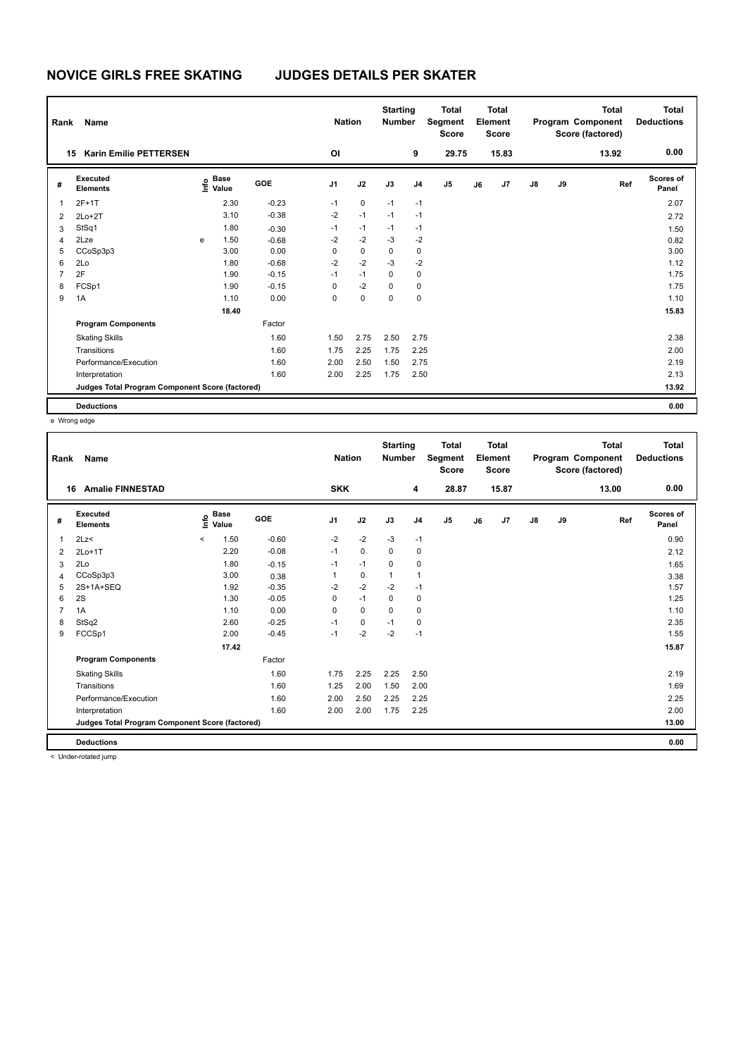# NOVICE GIRLS FREE SKATING JUDGES DETAILS PER SKATER

| Rank | Name | Nation | Starting Number | Total Segment Score | Total Element Score | Total Program Component Score (factored) | Total Deductions |
|---|---|---|---|---|---|---|---|
| 15 | Karin Emilie PETTERSEN | OI | 9 | 29.75 | 15.83 | 13.92 | 0.00 |

| # | Executed Elements | Info | Base Value | GOE | J1 | J2 | J3 | J4 | J5 | J6 | J7 | J8 | J9 | Ref | Scores of Panel |
|---|---|---|---|---|---|---|---|---|---|---|---|---|---|---|---|
| 1 | 2F+1T | | 2.30 | -0.23 | -1 | 0 | -1 | -1 | | | | | | | 2.07 |
| 2 | 2Lo+2T | | 3.10 | -0.38 | -2 | -1 | -1 | -1 | | | | | | | 2.72 |
| 3 | StSq1 | | 1.80 | -0.30 | -1 | -1 | -1 | -1 | | | | | | | 1.50 |
| 4 | 2Lze | e | 1.50 | -0.68 | -2 | -2 | -3 | -2 | | | | | | | 0.82 |
| 5 | CCoSp3p3 | | 3.00 | 0.00 | 0 | 0 | 0 | 0 | | | | | | | 3.00 |
| 6 | 2Lo | | 1.80 | -0.68 | -2 | -2 | -3 | -2 | | | | | | | 1.12 |
| 7 | 2F | | 1.90 | -0.15 | -1 | -1 | 0 | 0 | | | | | | | 1.75 |
| 8 | FCSp1 | | 1.90 | -0.15 | 0 | -2 | 0 | 0 | | | | | | | 1.75 |
| 9 | 1A | | 1.10 | 0.00 | 0 | 0 | 0 | 0 | | | | | | | 1.10 |
| | | | 18.40 | | | | | | | | | | | | 15.83 |
| | **Program Components** | | | Factor | | | | | | | | | | | |
| | Skating Skills | | | 1.60 | 1.50 | 2.75 | 2.50 | 2.75 | | | | | | | 2.38 |
| | Transitions | | | 1.60 | 1.75 | 2.25 | 1.75 | 2.25 | | | | | | | 2.00 |
| | Performance/Execution | | | 1.60 | 2.00 | 2.50 | 1.50 | 2.75 | | | | | | | 2.19 |
| | Interpretation | | | 1.60 | 2.00 | 2.25 | 1.75 | 2.50 | | | | | | | 2.13 |
| | **Judges Total Program Component Score (factored)** | | | | | | | | | | | | | | 13.92 |
| | **Deductions** | | | | | | | | | | | | | | 0.00 |

e Wrong edge

| Rank | Name | Nation | Starting Number | Total Segment Score | Total Element Score | Total Program Component Score (factored) | Total Deductions |
|---|---|---|---|---|---|---|---|
| 16 | Amalie FINNESTAD | SKK | 4 | 28.87 | 15.87 | 13.00 | 0.00 |

| # | Executed Elements | Info | Base Value | GOE | J1 | J2 | J3 | J4 | J5 | J6 | J7 | J8 | J9 | Ref | Scores of Panel |
|---|---|---|---|---|---|---|---|---|---|---|---|---|---|---|---|
| 1 | 2Lz< | < | 1.50 | -0.60 | -2 | -2 | -3 | -1 | | | | | | | 0.90 |
| 2 | 2Lo+1T | | 2.20 | -0.08 | -1 | 0 | 0 | 0 | | | | | | | 2.12 |
| 3 | 2Lo | | 1.80 | -0.15 | -1 | -1 | 0 | 0 | | | | | | | 1.65 |
| 4 | CCoSp3p3 | | 3.00 | 0.38 | 1 | 0 | 1 | 1 | | | | | | | 3.38 |
| 5 | 2S+1A+SEQ | | 1.92 | -0.35 | -2 | -2 | -2 | -1 | | | | | | | 1.57 |
| 6 | 2S | | 1.30 | -0.05 | 0 | -1 | 0 | 0 | | | | | | | 1.25 |
| 7 | 1A | | 1.10 | 0.00 | 0 | 0 | 0 | 0 | | | | | | | 1.10 |
| 8 | StSq2 | | 2.60 | -0.25 | -1 | 0 | -1 | 0 | | | | | | | 2.35 |
| 9 | FCCSp1 | | 2.00 | -0.45 | -1 | -2 | -2 | -1 | | | | | | | 1.55 |
| | | | 17.42 | | | | | | | | | | | | 15.87 |
| | **Program Components** | | | Factor | | | | | | | | | | | |
| | Skating Skills | | | 1.60 | 1.75 | 2.25 | 2.25 | 2.50 | | | | | | | 2.19 |
| | Transitions | | | 1.60 | 1.25 | 2.00 | 1.50 | 2.00 | | | | | | | 1.69 |
| | Performance/Execution | | | 1.60 | 2.00 | 2.50 | 2.25 | 2.25 | | | | | | | 2.25 |
| | Interpretation | | | 1.60 | 2.00 | 2.00 | 1.75 | 2.25 | | | | | | | 2.00 |
| | **Judges Total Program Component Score (factored)** | | | | | | | | | | | | | | 13.00 |
| | **Deductions** | | | | | | | | | | | | | | 0.00 |

< Under-rotated jump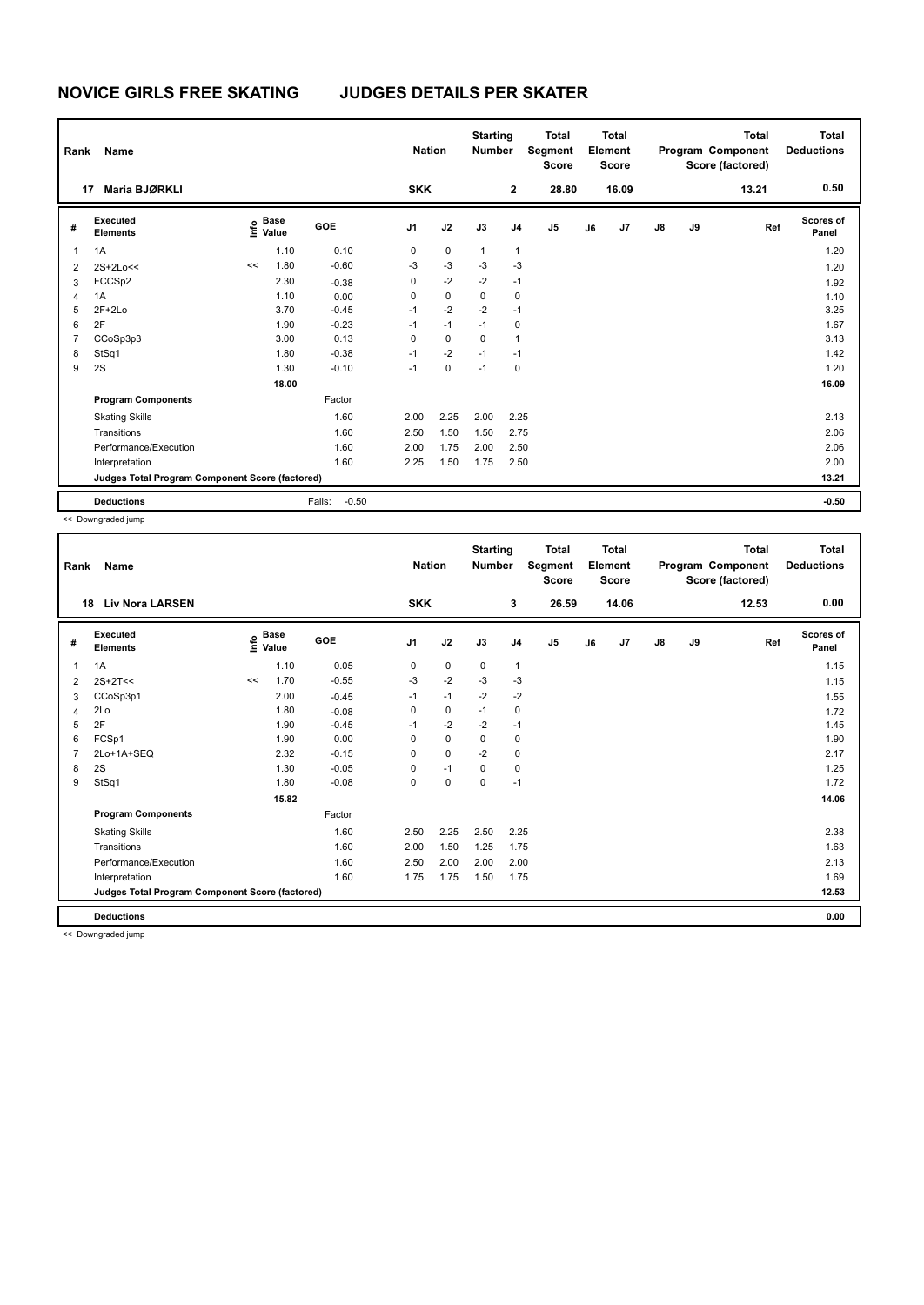# NOVICE GIRLS FREE SKATING JUDGES DETAILS PER SKATER

| Rank | Name | Nation | Starting Number | Total Segment Score | Total Element Score | Total Program Component Score (factored) | Total Deductions |
|---|---|---|---|---|---|---|---|
| 17 | Maria BJØRKLI | SKK | 2 | 28.80 | 16.09 | 13.21 | 0.50 |

| # | Executed Elements | Info | Base Value | GOE | J1 | J2 | J3 | J4 | J5 | J6 | J7 | J8 | J9 | Ref | Scores of Panel |
|---|---|---|---|---|---|---|---|---|---|---|---|---|---|---|---|
| 1 | 1A | | 1.10 | 0.10 | 0 | 0 | 1 | 1 | | | | | | | 1.20 |
| 2 | 2S+2Lo<< | << | 1.80 | -0.60 | -3 | -3 | -3 | -3 | | | | | | | 1.20 |
| 3 | FCCSp2 | | 2.30 | -0.38 | 0 | -2 | -2 | -1 | | | | | | | 1.92 |
| 4 | 1A | | 1.10 | 0.00 | 0 | 0 | 0 | 0 | | | | | | | 1.10 |
| 5 | 2F+2Lo | | 3.70 | -0.45 | -1 | -2 | -2 | -1 | | | | | | | 3.25 |
| 6 | 2F | | 1.90 | -0.23 | -1 | -1 | -1 | 0 | | | | | | | 1.67 |
| 7 | CCoSp3p3 | | 3.00 | 0.13 | 0 | 0 | 0 | 1 | | | | | | | 3.13 |
| 8 | StSq1 | | 1.80 | -0.38 | -1 | -2 | -1 | -1 | | | | | | | 1.42 |
| 9 | 2S | | 1.30 | -0.10 | -1 | 0 | -1 | 0 | | | | | | | 1.20 |
| | | | 18.00 | | | | | | | | | | | | 16.09 |
| | **Program Components** | | | Factor | | | | | | | | | | | |
| | Skating Skills | | | 1.60 | 2.00 | 2.25 | 2.00 | 2.25 | | | | | | | 2.13 |
| | Transitions | | | 1.60 | 2.50 | 1.50 | 1.50 | 2.75 | | | | | | | 2.06 |
| | Performance/Execution | | | 1.60 | 2.00 | 1.75 | 2.00 | 2.50 | | | | | | | 2.06 |
| | Interpretation | | | 1.60 | 2.25 | 1.50 | 1.75 | 2.50 | | | | | | | 2.00 |
| | Judges Total Program Component Score (factored) | | | | | | | | | | | | | | 13.21 |
| | **Deductions** | | | Falls: -0.50 | | | | | | | | | | | -0.50 |

<< Downgraded jump

| Rank | Name | Nation | Starting Number | Total Segment Score | Total Element Score | Total Program Component Score (factored) | Total Deductions |
|---|---|---|---|---|---|---|---|
| 18 | Liv Nora LARSEN | SKK | 3 | 26.59 | 14.06 | 12.53 | 0.00 |

| # | Executed Elements | Info | Base Value | GOE | J1 | J2 | J3 | J4 | J5 | J6 | J7 | J8 | J9 | Ref | Scores of Panel |
|---|---|---|---|---|---|---|---|---|---|---|---|---|---|---|---|
| 1 | 1A | | 1.10 | 0.05 | 0 | 0 | 0 | 1 | | | | | | | 1.15 |
| 2 | 2S+2T<< | << | 1.70 | -0.55 | -3 | -2 | -3 | -3 | | | | | | | 1.15 |
| 3 | CCoSp3p1 | | 2.00 | -0.45 | -1 | -1 | -2 | -2 | | | | | | | 1.55 |
| 4 | 2Lo | | 1.80 | -0.08 | 0 | 0 | -1 | 0 | | | | | | | 1.72 |
| 5 | 2F | | 1.90 | -0.45 | -1 | -2 | -2 | -1 | | | | | | | 1.45 |
| 6 | FCSp1 | | 1.90 | 0.00 | 0 | 0 | 0 | 0 | | | | | | | 1.90 |
| 7 | 2Lo+1A+SEQ | | 2.32 | -0.15 | 0 | 0 | -2 | 0 | | | | | | | 2.17 |
| 8 | 2S | | 1.30 | -0.05 | 0 | -1 | 0 | 0 | | | | | | | 1.25 |
| 9 | StSq1 | | 1.80 | -0.08 | 0 | 0 | 0 | -1 | | | | | | | 1.72 |
| | | | 15.82 | | | | | | | | | | | | 14.06 |
| | **Program Components** | | | Factor | | | | | | | | | | | |
| | Skating Skills | | | 1.60 | 2.50 | 2.25 | 2.50 | 2.25 | | | | | | | 2.38 |
| | Transitions | | | 1.60 | 2.00 | 1.50 | 1.25 | 1.75 | | | | | | | 1.63 |
| | Performance/Execution | | | 1.60 | 2.50 | 2.00 | 2.00 | 2.00 | | | | | | | 2.13 |
| | Interpretation | | | 1.60 | 1.75 | 1.75 | 1.50 | 1.75 | | | | | | | 1.69 |
| | Judges Total Program Component Score (factored) | | | | | | | | | | | | | | 12.53 |
| | **Deductions** | | | | | | | | | | | | | | 0.00 |

<< Downgraded jump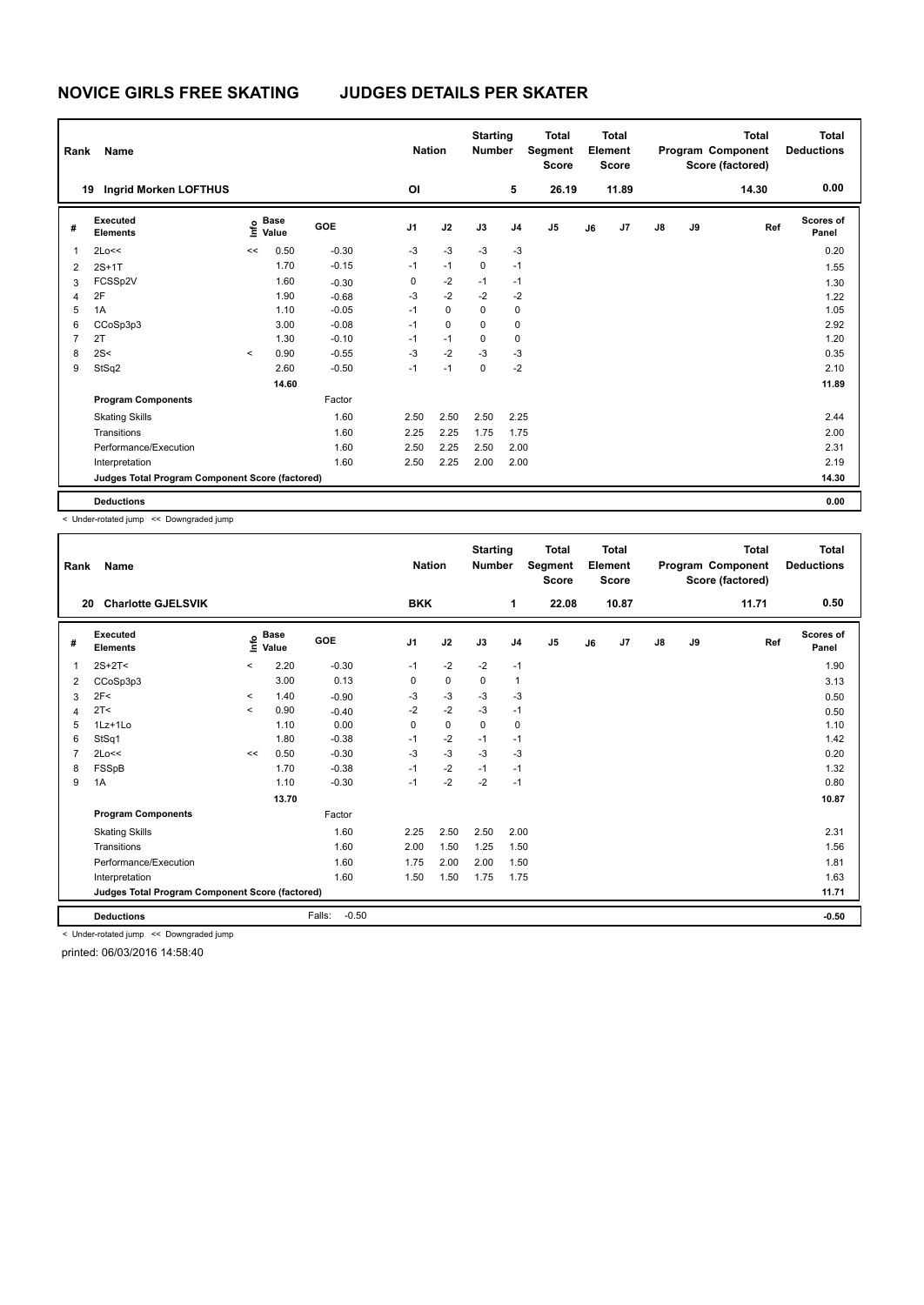# NOVICE GIRLS FREE SKATING JUDGES DETAILS PER SKATER

| Rank | Name | Nation | Starting Number | Total Segment Score | Total Element Score | Total Program Component Score (factored) | Total Deductions |
|---|---|---|---|---|---|---|---|
| 19 | Ingrid Morken LOFTHUS | OI | 5 | 26.19 | 11.89 | 14.30 | 0.00 |

| # | Executed Elements | Info | Base Value | GOE | J1 | J2 | J3 | J4 | J5 | J6 | J7 | J8 | J9 | Ref | Scores of Panel |
|---|---|---|---|---|---|---|---|---|---|---|---|---|---|---|---|
| 1 | 2Lo<< | << | 0.50 | -0.30 | -3 | -3 | -3 | -3 | | | | | | | 0.20 |
| 2 | 2S+1T | | 1.70 | -0.15 | -1 | -1 | 0 | -1 | | | | | | | 1.55 |
| 3 | FCSSp2V | | 1.60 | -0.30 | 0 | -2 | -1 | -1 | | | | | | | 1.30 |
| 4 | 2F | | 1.90 | -0.68 | -3 | -2 | -2 | -2 | | | | | | | 1.22 |
| 5 | 1A | | 1.10 | -0.05 | -1 | 0 | 0 | 0 | | | | | | | 1.05 |
| 6 | CCoSp3p3 | | 3.00 | -0.08 | -1 | 0 | 0 | 0 | | | | | | | 2.92 |
| 7 | 2T | | 1.30 | -0.10 | -1 | -1 | 0 | 0 | | | | | | | 1.20 |
| 8 | 2S< | < | 0.90 | -0.55 | -3 | -2 | -3 | -3 | | | | | | | 0.35 |
| 9 | StSq2 | | 2.60 | -0.50 | -1 | -1 | 0 | -2 | | | | | | | 2.10 |
| | | | 14.60 | | | | | | | | | | | | 11.89 |
| | **Program Components** | | | Factor | | | | | | | | | | | |
| | Skating Skills | | | 1.60 | 2.50 | 2.50 | 2.50 | 2.25 | | | | | | | 2.44 |
| | Transitions | | | 1.60 | 2.25 | 2.25 | 1.75 | 1.75 | | | | | | | 2.00 |
| | Performance/Execution | | | 1.60 | 2.50 | 2.25 | 2.50 | 2.00 | | | | | | | 2.31 |
| | Interpretation | | | 1.60 | 2.50 | 2.25 | 2.00 | 2.00 | | | | | | | 2.19 |
| | **Judges Total Program Component Score (factored)** | | | | | | | | | | | | | | **14.30** |
| | **Deductions** | | | | | | | | | | | | | | **0.00** |

< Under-rotated jump << Downgraded jump

| Rank | Name | Nation | Starting Number | Total Segment Score | Total Element Score | Total Program Component Score (factored) | Total Deductions |
|---|---|---|---|---|---|---|---|
| 20 | Charlotte GJELSVIK | BKK | 1 | 22.08 | 10.87 | 11.71 | 0.50 |

| # | Executed Elements | Info | Base Value | GOE | J1 | J2 | J3 | J4 | J5 | J6 | J7 | J8 | J9 | Ref | Scores of Panel |
|---|---|---|---|---|---|---|---|---|---|---|---|---|---|---|---|
| 1 | 2S+2T< | < | 2.20 | -0.30 | -1 | -2 | -2 | -1 | | | | | | | 1.90 |
| 2 | CCoSp3p3 | | 3.00 | 0.13 | 0 | 0 | 0 | 1 | | | | | | | 3.13 |
| 3 | 2F< | < | 1.40 | -0.90 | -3 | -3 | -3 | -3 | | | | | | | 0.50 |
| 4 | 2T< | < | 0.90 | -0.40 | -2 | -2 | -3 | -1 | | | | | | | 0.50 |
| 5 | 1Lz+1Lo | | 1.10 | 0.00 | 0 | 0 | 0 | 0 | | | | | | | 1.10 |
| 6 | StSq1 | | 1.80 | -0.38 | -1 | -2 | -1 | -1 | | | | | | | 1.42 |
| 7 | 2Lo<< | << | 0.50 | -0.30 | -3 | -3 | -3 | -3 | | | | | | | 0.20 |
| 8 | FSSpB | | 1.70 | -0.38 | -1 | -2 | -1 | -1 | | | | | | | 1.32 |
| 9 | 1A | | 1.10 | -0.30 | -1 | -2 | -2 | -1 | | | | | | | 0.80 |
| | | | 13.70 | | | | | | | | | | | | 10.87 |
| | **Program Components** | | | Factor | | | | | | | | | | | |
| | Skating Skills | | | 1.60 | 2.25 | 2.50 | 2.50 | 2.00 | | | | | | | 2.31 |
| | Transitions | | | 1.60 | 2.00 | 1.50 | 1.25 | 1.50 | | | | | | | 1.56 |
| | Performance/Execution | | | 1.60 | 1.75 | 2.00 | 2.00 | 1.50 | | | | | | | 1.81 |
| | Interpretation | | | 1.60 | 1.50 | 1.50 | 1.75 | 1.75 | | | | | | | 1.63 |
| | **Judges Total Program Component Score (factored)** | | | | | | | | | | | | | | **11.71** |
| | **Deductions** | | | Falls: -0.50 | | | | | | | | | | | **-0.50** |

< Under-rotated jump << Downgraded jump

printed: 06/03/2016 14:58:40